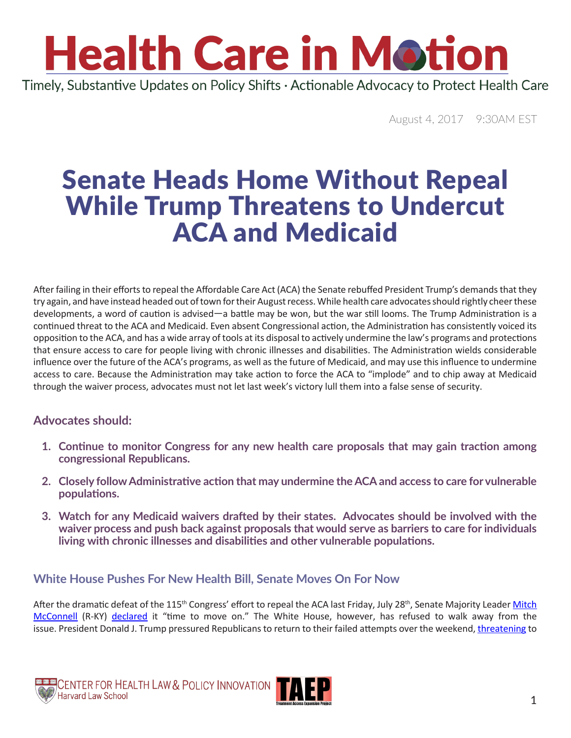# Health Care in Motion

Timely, Substantive Updates on Policy Shifts · Actionable Advocacy to Protect Health Care

August 4, 2017 9:30AM EST

# Senate Heads Home Without Repeal While Trump Threatens to Undercut ACA and Medicaid

After failing in their efforts to repeal the Affordable Care Act (ACA) the Senate rebuffed President Trump's demands that they try again, and have instead headed out of town for their August recess. While health care advocates should rightly cheer these developments, a word of caution is advised—a battle may be won, but the war still looms. The Trump Administration is a continued threat to the ACA and Medicaid. Even absent Congressional action, the Administration has consistently voiced its opposition to the ACA, and has a wide array of tools at its disposal to actively undermine the law's programs and protections that ensure access to care for people living with chronic illnesses and disabilities. The Administration wields considerable influence over the future of the ACA's programs, as well as the future of Medicaid, and may use this influence to undermine access to care. Because the Administration may take action to force the ACA to "implode" and to chip away at Medicaid through the waiver process, advocates must not let last week's victory lull them into a false sense of security.

### Advocates should:

1. **Continue to monitor Congress for any new health care proposals that may gain traction among congressional Republicans.**
2. **Closely follow Administrative action that may undermine the ACA and access to care for vulnerable populations.**
3. **Watch for any Medicaid waivers drafted by their states. Advocates should be involved with the waiver process and push back against proposals that would serve as barriers to care for individuals living with chronic illnesses and disabilities and other vulnerable populations.**

### White House Pushes For New Health Bill, Senate Moves On For Now

After the dramatic defeat of the 115th Congress' effort to repeal the ACA last Friday, July 28th, Senate Majority Leader Mitch McConnell (R-KY) declared it "time to move on." The White House, however, has refused to walk away from the issue. President Donald J. Trump pressured Republicans to return to their failed attempts over the weekend, threatening to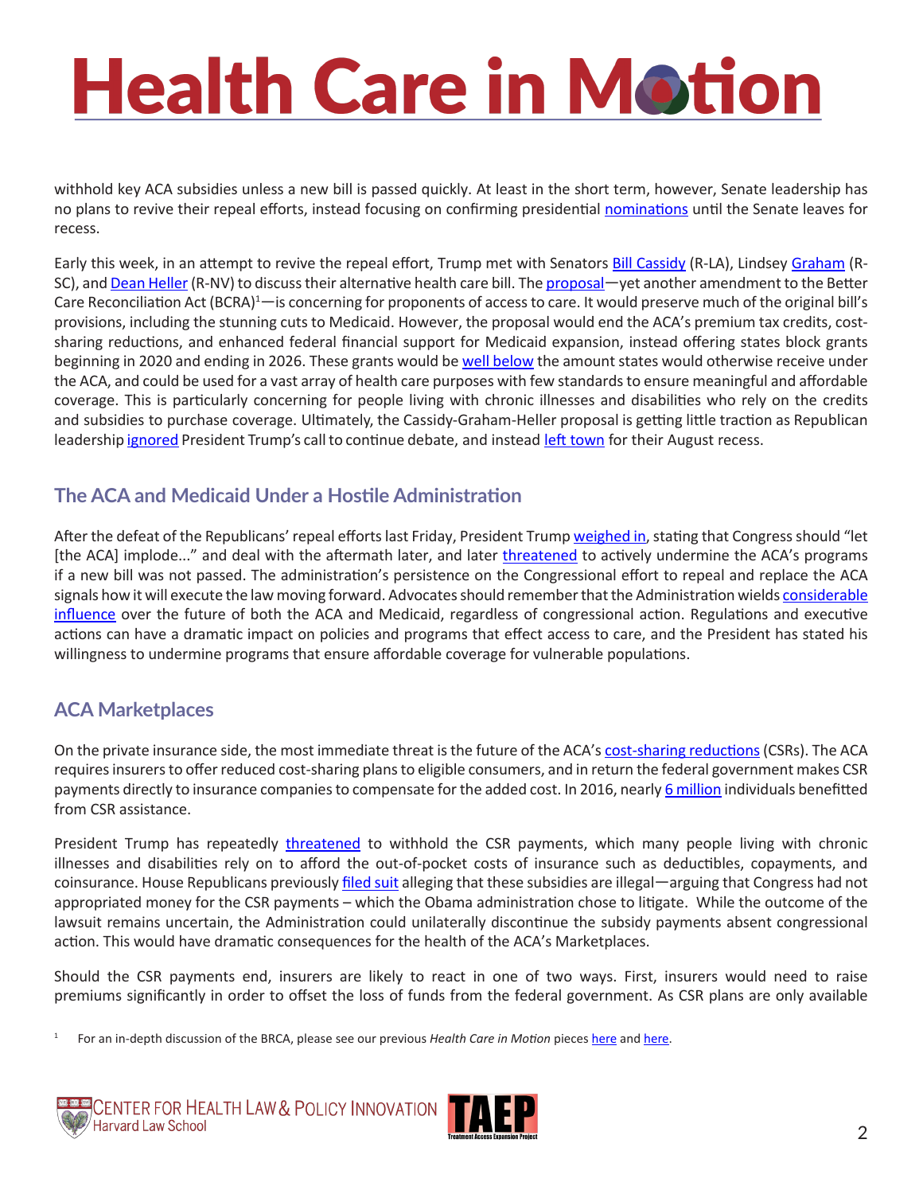withhold key ACA subsidies unless a new bill is passed quickly. At least in the short term, however, Senate leadership has no plans to revive their repeal efforts, instead focusing on confirming presidential nominations until the Senate leaves for recess.

Early this week, in an attempt to revive the repeal effort, Trump met with Senators Bill Cassidy (R-LA), Lindsey Graham (R-SC), and Dean Heller (R-NV) to discuss their alternative health care bill. The proposal—yet another amendment to the Better Care Reconciliation Act (BCRA)[1]—is concerning for proponents of access to care. It would preserve much of the original bill's provisions, including the stunning cuts to Medicaid. However, the proposal would end the ACA's premium tax credits, cost-sharing reductions, and enhanced federal financial support for Medicaid expansion, instead offering states block grants beginning in 2020 and ending in 2026. These grants would be well below the amount states would otherwise receive under the ACA, and could be used for a vast array of health care purposes with few standards to ensure meaningful and affordable coverage. This is particularly concerning for people living with chronic illnesses and disabilities who rely on the credits and subsidies to purchase coverage. Ultimately, the Cassidy-Graham-Heller proposal is getting little traction as Republican leadership ignored President Trump's call to continue debate, and instead left town for their August recess.

## The ACA and Medicaid Under a Hostile Administration

After the defeat of the Republicans' repeal efforts last Friday, President Trump weighed in, stating that Congress should "let [the ACA] implode..." and deal with the aftermath later, and later threatened to actively undermine the ACA's programs if a new bill was not passed. The administration's persistence on the Congressional effort to repeal and replace the ACA signals how it will execute the law moving forward. Advocates should remember that the Administration wields considerable influence over the future of both the ACA and Medicaid, regardless of congressional action. Regulations and executive actions can have a dramatic impact on policies and programs that effect access to care, and the President has stated his willingness to undermine programs that ensure affordable coverage for vulnerable populations.

## ACA Marketplaces

On the private insurance side, the most immediate threat is the future of the ACA's cost-sharing reductions (CSRs). The ACA requires insurers to offer reduced cost-sharing plans to eligible consumers, and in return the federal government makes CSR payments directly to insurance companies to compensate for the added cost. In 2016, nearly 6 million individuals benefitted from CSR assistance.

President Trump has repeatedly threatened to withhold the CSR payments, which many people living with chronic illnesses and disabilities rely on to afford the out-of-pocket costs of insurance such as deductibles, copayments, and coinsurance. House Republicans previously filed suit alleging that these subsidies are illegal—arguing that Congress had not appropriated money for the CSR payments – which the Obama administration chose to litigate. While the outcome of the lawsuit remains uncertain, the Administration could unilaterally discontinue the subsidy payments absent congressional action. This would have dramatic consequences for the health of the ACA's Marketplaces.

Should the CSR payments end, insurers are likely to react in one of two ways. First, insurers would need to raise premiums significantly in order to offset the loss of funds from the federal government. As CSR plans are only available

[1] For an in-depth discussion of the BRCA, please see our previous *Health Care in Motion* pieces here and here.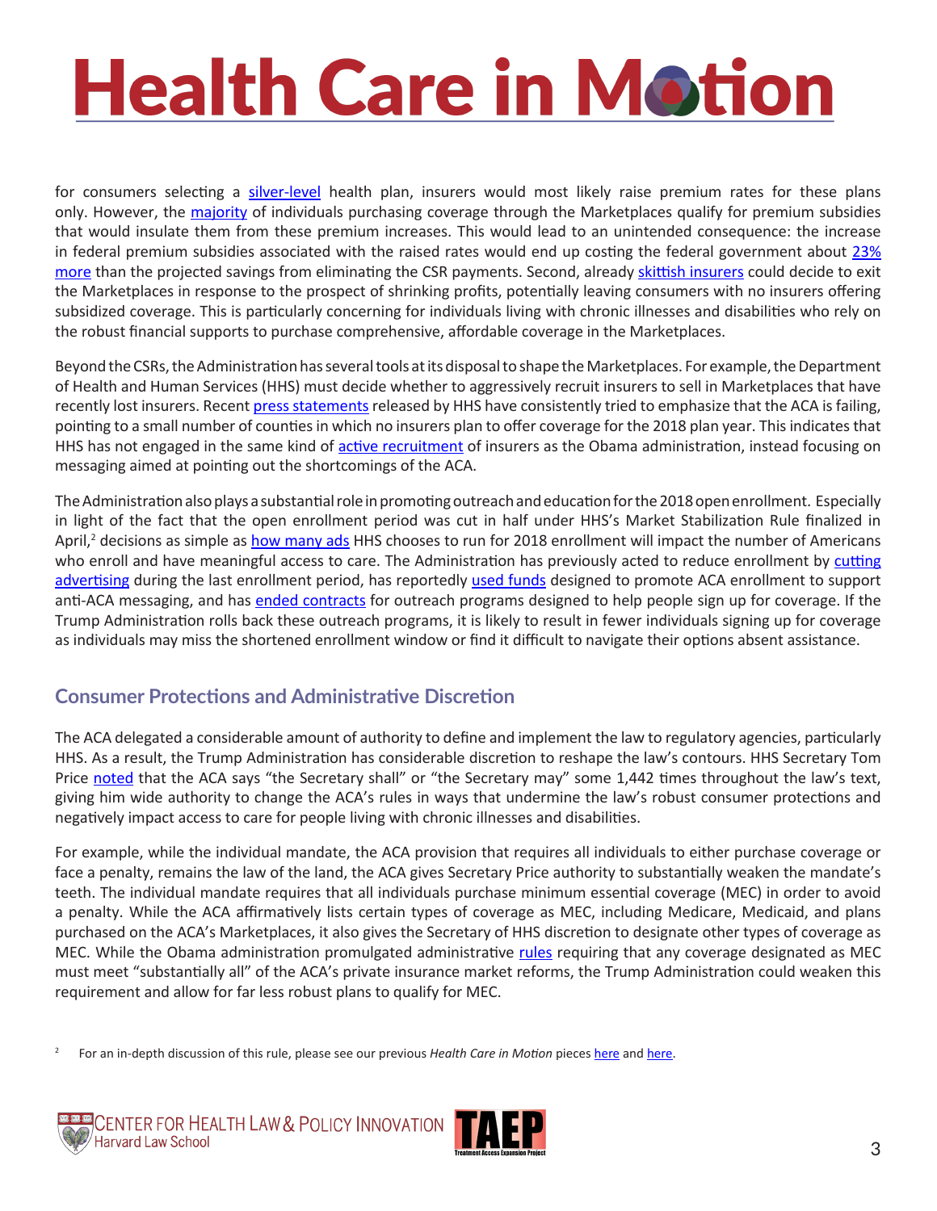for consumers selecting a silver-level health plan, insurers would most likely raise premium rates for these plans only. However, the majority of individuals purchasing coverage through the Marketplaces qualify for premium subsidies that would insulate them from these premium increases. This would lead to an unintended consequence: the increase in federal premium subsidies associated with the raised rates would end up costing the federal government about 23% more than the projected savings from eliminating the CSR payments. Second, already skittish insurers could decide to exit the Marketplaces in response to the prospect of shrinking profits, potentially leaving consumers with no insurers offering subsidized coverage. This is particularly concerning for individuals living with chronic illnesses and disabilities who rely on the robust financial supports to purchase comprehensive, affordable coverage in the Marketplaces.

Beyond the CSRs, the Administration has several tools at its disposal to shape the Marketplaces. For example, the Department of Health and Human Services (HHS) must decide whether to aggressively recruit insurers to sell in Marketplaces that have recently lost insurers. Recent press statements released by HHS have consistently tried to emphasize that the ACA is failing, pointing to a small number of counties in which no insurers plan to offer coverage for the 2018 plan year. This indicates that HHS has not engaged in the same kind of active recruitment of insurers as the Obama administration, instead focusing on messaging aimed at pointing out the shortcomings of the ACA.

The Administration also plays a substantial role in promoting outreach and education for the 2018 open enrollment. Especially in light of the fact that the open enrollment period was cut in half under HHS's Market Stabilization Rule finalized in April,[2] decisions as simple as how many ads HHS chooses to run for 2018 enrollment will impact the number of Americans who enroll and have meaningful access to care. The Administration has previously acted to reduce enrollment by cutting advertising during the last enrollment period, has reportedly used funds designed to promote ACA enrollment to support anti-ACA messaging, and has ended contracts for outreach programs designed to help people sign up for coverage. If the Trump Administration rolls back these outreach programs, it is likely to result in fewer individuals signing up for coverage as individuals may miss the shortened enrollment window or find it difficult to navigate their options absent assistance.

## Consumer Protections and Administrative Discretion

The ACA delegated a considerable amount of authority to define and implement the law to regulatory agencies, particularly HHS. As a result, the Trump Administration has considerable discretion to reshape the law's contours. HHS Secretary Tom Price noted that the ACA says "the Secretary shall" or "the Secretary may" some 1,442 times throughout the law's text, giving him wide authority to change the ACA's rules in ways that undermine the law's robust consumer protections and negatively impact access to care for people living with chronic illnesses and disabilities.

For example, while the individual mandate, the ACA provision that requires all individuals to either purchase coverage or face a penalty, remains the law of the land, the ACA gives Secretary Price authority to substantially weaken the mandate's teeth. The individual mandate requires that all individuals purchase minimum essential coverage (MEC) in order to avoid a penalty. While the ACA affirmatively lists certain types of coverage as MEC, including Medicare, Medicaid, and plans purchased on the ACA's Marketplaces, it also gives the Secretary of HHS discretion to designate other types of coverage as MEC. While the Obama administration promulgated administrative rules requiring that any coverage designated as MEC must meet "substantially all" of the ACA's private insurance market reforms, the Trump Administration could weaken this requirement and allow for far less robust plans to qualify for MEC.

[2] For an in-depth discussion of this rule, please see our previous *Health Care in Motion* pieces here and here.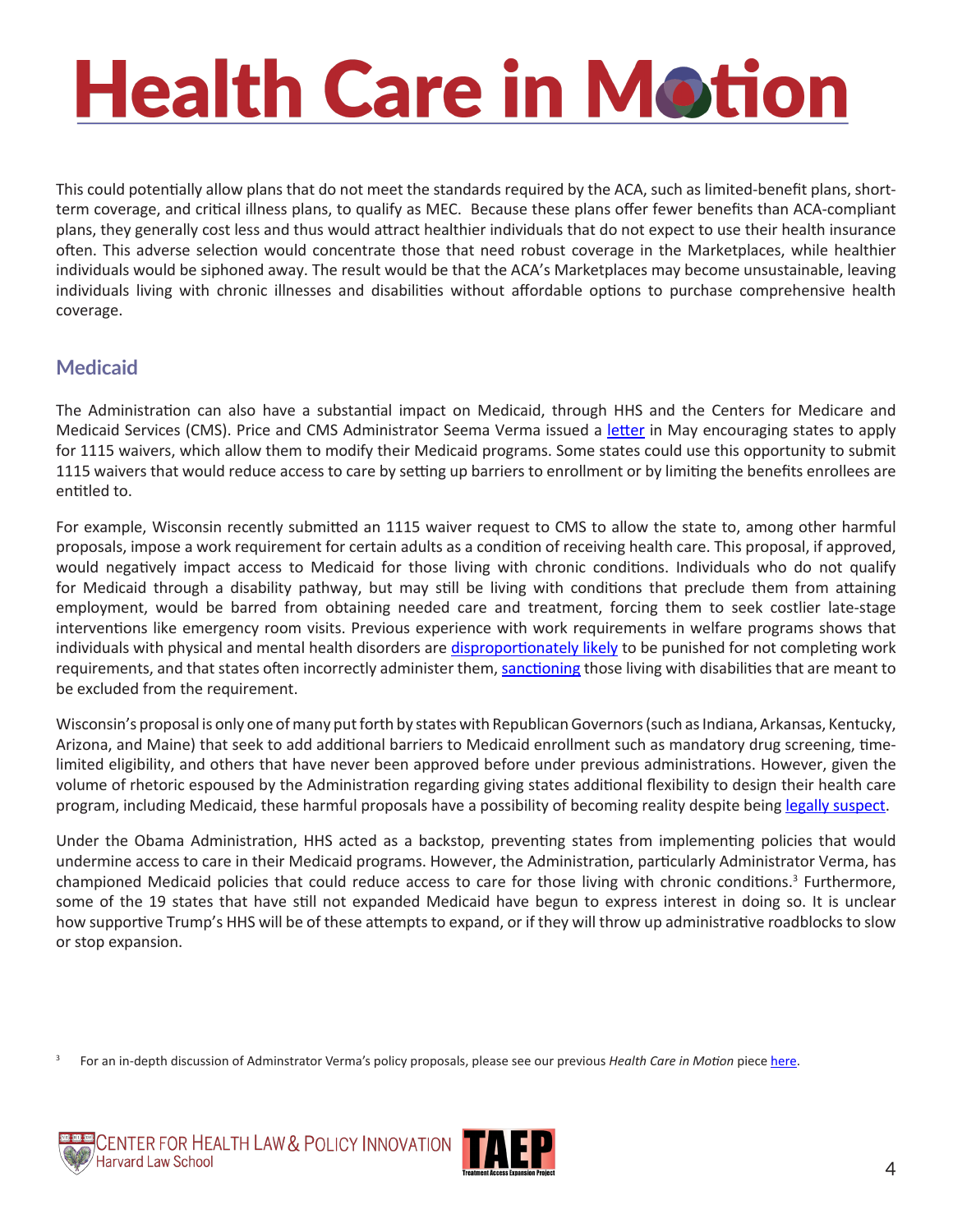This could potentially allow plans that do not meet the standards required by the ACA, such as limited-benefit plans, short-term coverage, and critical illness plans, to qualify as MEC. Because these plans offer fewer benefits than ACA-compliant plans, they generally cost less and thus would attract healthier individuals that do not expect to use their health insurance often. This adverse selection would concentrate those that need robust coverage in the Marketplaces, while healthier individuals would be siphoned away. The result would be that the ACA's Marketplaces may become unsustainable, leaving individuals living with chronic illnesses and disabilities without affordable options to purchase comprehensive health coverage.

## Medicaid

The Administration can also have a substantial impact on Medicaid, through HHS and the Centers for Medicare and Medicaid Services (CMS). Price and CMS Administrator Seema Verma issued a letter in May encouraging states to apply for 1115 waivers, which allow them to modify their Medicaid programs. Some states could use this opportunity to submit 1115 waivers that would reduce access to care by setting up barriers to enrollment or by limiting the benefits enrollees are entitled to.

For example, Wisconsin recently submitted an 1115 waiver request to CMS to allow the state to, among other harmful proposals, impose a work requirement for certain adults as a condition of receiving health care. This proposal, if approved, would negatively impact access to Medicaid for those living with chronic conditions. Individuals who do not qualify for Medicaid through a disability pathway, but may still be living with conditions that preclude them from attaining employment, would be barred from obtaining needed care and treatment, forcing them to seek costlier late-stage interventions like emergency room visits. Previous experience with work requirements in welfare programs shows that individuals with physical and mental health disorders are disproportionately likely to be punished for not completing work requirements, and that states often incorrectly administer them, sanctioning those living with disabilities that are meant to be excluded from the requirement.

Wisconsin's proposal is only one of many put forth by states with Republican Governors (such as Indiana, Arkansas, Kentucky, Arizona, and Maine) that seek to add additional barriers to Medicaid enrollment such as mandatory drug screening, time-limited eligibility, and others that have never been approved before under previous administrations. However, given the volume of rhetoric espoused by the Administration regarding giving states additional flexibility to design their health care program, including Medicaid, these harmful proposals have a possibility of becoming reality despite being legally suspect.

Under the Obama Administration, HHS acted as a backstop, preventing states from implementing policies that would undermine access to care in their Medicaid programs. However, the Administration, particularly Administrator Verma, has championed Medicaid policies that could reduce access to care for those living with chronic conditions.[3] Furthermore, some of the 19 states that have still not expanded Medicaid have begun to express interest in doing so. It is unclear how supportive Trump's HHS will be of these attempts to expand, or if they will throw up administrative roadblocks to slow or stop expansion.

[3] For an in-depth discussion of Adminstrator Verma's policy proposals, please see our previous *Health Care in Motion* piece here.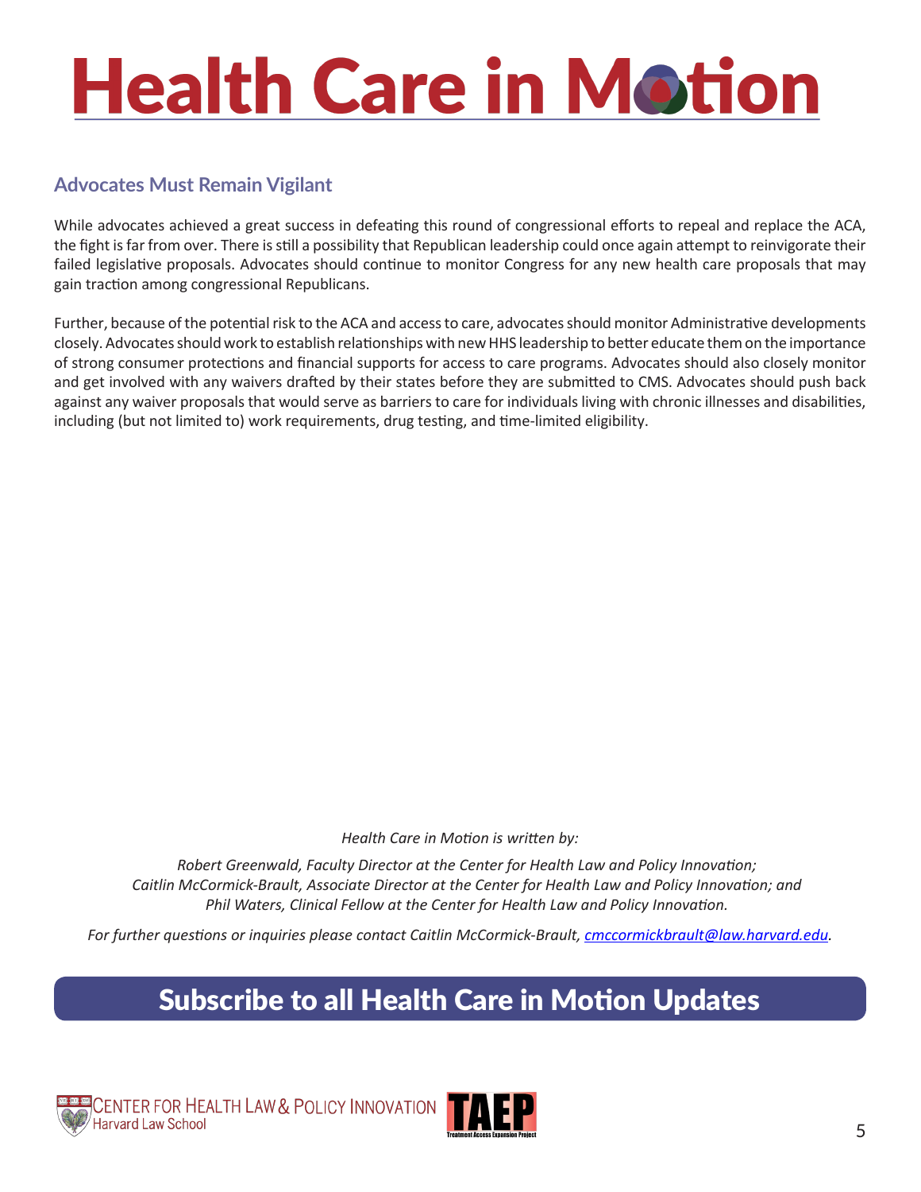## Advocates Must Remain Vigilant

While advocates achieved a great success in defeating this round of congressional efforts to repeal and replace the ACA, the fight is far from over. There is still a possibility that Republican leadership could once again attempt to reinvigorate their failed legislative proposals. Advocates should continue to monitor Congress for any new health care proposals that may gain traction among congressional Republicans.

Further, because of the potential risk to the ACA and access to care, advocates should monitor Administrative developments closely. Advocates should work to establish relationships with new HHS leadership to better educate them on the importance of strong consumer protections and financial supports for access to care programs. Advocates should also closely monitor and get involved with any waivers drafted by their states before they are submitted to CMS. Advocates should push back against any waiver proposals that would serve as barriers to care for individuals living with chronic illnesses and disabilities, including (but not limited to) work requirements, drug testing, and time-limited eligibility.

*Health Care in Motion is written by:*

*Robert Greenwald, Faculty Director at the Center for Health Law and Policy Innovation;*
*Caitlin McCormick-Brault, Associate Director at the Center for Health Law and Policy Innovation; and*
*Phil Waters, Clinical Fellow at the Center for Health Law and Policy Innovation.*

*For further questions or inquiries please contact Caitlin McCormick-Brault, cmccormickbrault@law.harvard.edu.*

**Subscribe to all Health Care in Motion Updates**

Center for Health Law & Policy Innovation
Harvard Law School

TAEP
Treatment Access Expansion Project